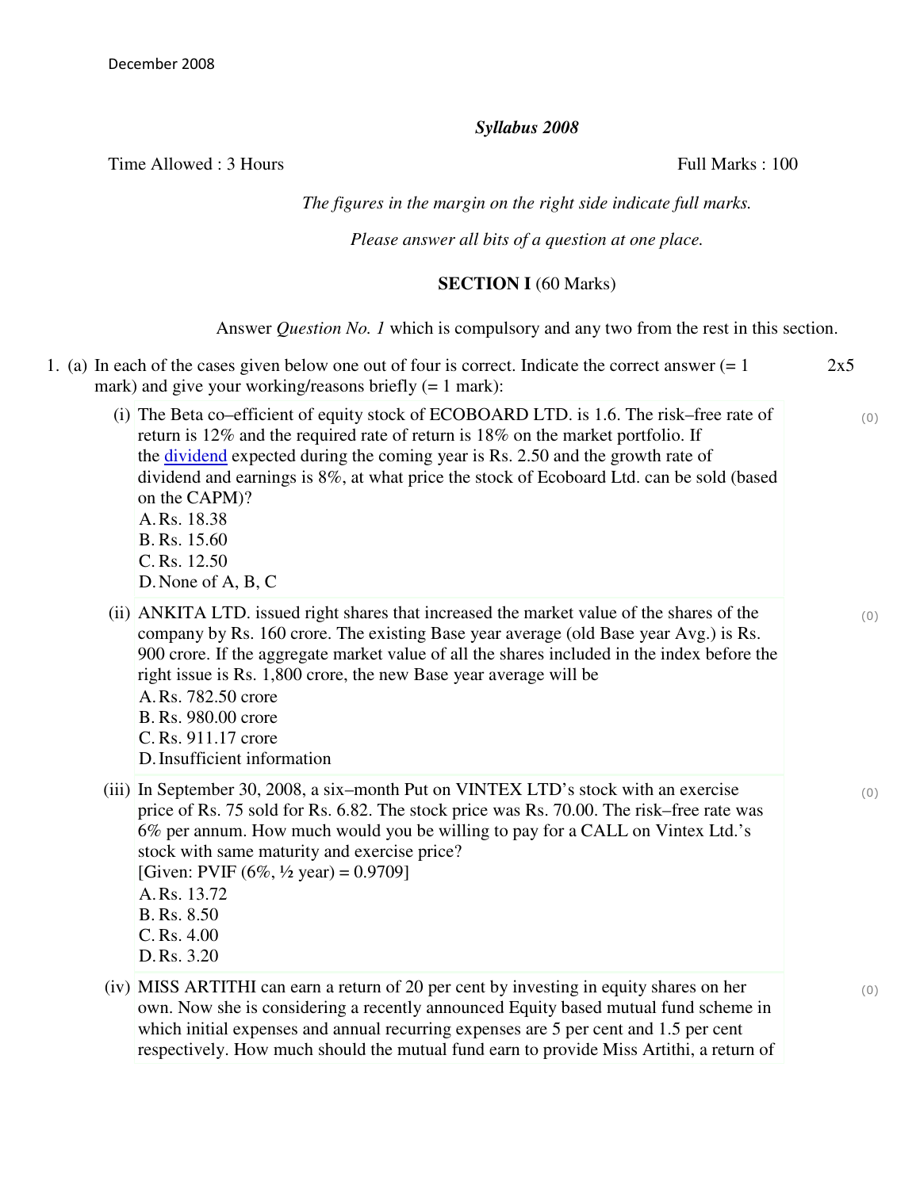December 2008

*Syllabus 2008*

Time Allowed : 3 Hours  Full Marks : 100

*The figures in the margin on the right side indicate full marks.*

*Please answer all bits of a question at one place.*

**SECTION I** (60 Marks)

Answer *Question No. 1* which is compulsory and any two from the rest in this section.

1. (a) In each of the cases given below one out of four is correct. Indicate the correct answer (= 1 mark) and give your working/reasons briefly (= 1 mark): 2x5

(i) The Beta co–efficient of equity stock of ECOBOARD LTD. is 1.6. The risk–free rate of return is 12% and the required rate of return is 18% on the market portfolio. If the dividend expected during the coming year is Rs. 2.50 and the growth rate of dividend and earnings is 8%, at what price the stock of Ecoboard Ltd. can be sold (based on the CAPM)?
A. Rs. 18.38
B. Rs. 15.60
C. Rs. 12.50
D. None of A, B, C

(ii) ANKITA LTD. issued right shares that increased the market value of the shares of the company by Rs. 160 crore. The existing Base year average (old Base year Avg.) is Rs. 900 crore. If the aggregate market value of all the shares included in the index before the right issue is Rs. 1,800 crore, the new Base year average will be
A. Rs. 782.50 crore
B. Rs. 980.00 crore
C. Rs. 911.17 crore
D. Insufficient information

(iii) In September 30, 2008, a six–month Put on VINTEX LTD's stock with an exercise price of Rs. 75 sold for Rs. 6.82. The stock price was Rs. 70.00. The risk–free rate was 6% per annum. How much would you be willing to pay for a CALL on Vintex Ltd.'s stock with same maturity and exercise price?
[Given: PVIF (6%, ½ year) = 0.9709]
A. Rs. 13.72
B. Rs. 8.50
C. Rs. 4.00
D. Rs. 3.20

(iv) MISS ARTITHI can earn a return of 20 per cent by investing in equity shares on her own. Now she is considering a recently announced Equity based mutual fund scheme in which initial expenses and annual recurring expenses are 5 per cent and 1.5 per cent respectively. How much should the mutual fund earn to provide Miss Artithi, a return of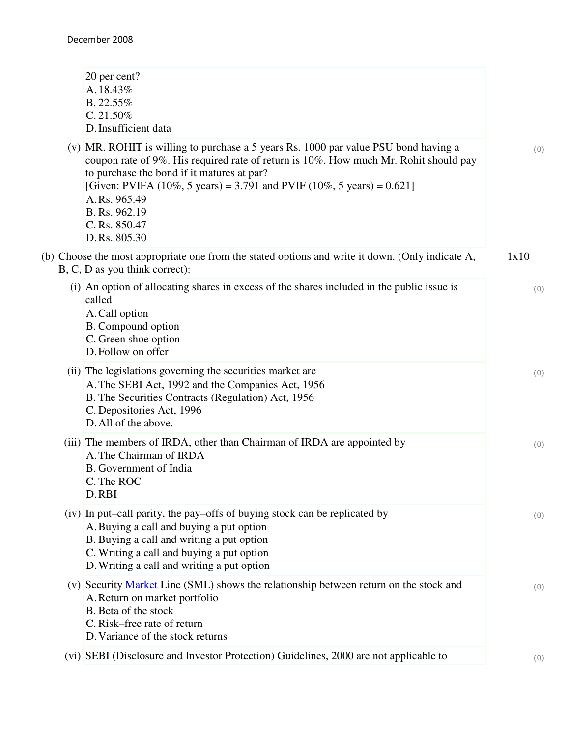20 per cent?

A. 18.43%
B. 22.55%
C. 21.50%
D. Insufficient data

(v) MR. ROHIT is willing to purchase a 5 years Rs. 1000 par value PSU bond having a coupon rate of 9%. His required rate of return is 10%. How much Mr. Rohit should pay to purchase the bond if it matures at par?
[Given: PVIFA (10%, 5 years) = 3.791 and PVIF (10%, 5 years) = 0.621]

A. Rs. 965.49
B. Rs. 962.19
C. Rs. 850.47
D. Rs. 805.30

(b) Choose the most appropriate one from the stated options and write it down. (Only indicate A, B, C, D as you think correct): 1x10

(i) An option of allocating shares in excess of the shares included in the public issue is called

A. Call option
B. Compound option
C. Green shoe option
D. Follow on offer

(ii) The legislations governing the securities market are

A. The SEBI Act, 1992 and the Companies Act, 1956
B. The Securities Contracts (Regulation) Act, 1956
C. Depositories Act, 1996
D. All of the above.

(iii) The members of IRDA, other than Chairman of IRDA are appointed by

A. The Chairman of IRDA
B. Government of India
C. The ROC
D. RBI

(iv) In put–call parity, the pay–offs of buying stock can be replicated by

A. Buying a call and buying a put option
B. Buying a call and writing a put option
C. Writing a call and buying a put option
D. Writing a call and writing a put option

(v) Security Market Line (SML) shows the relationship between return on the stock and

A. Return on market portfolio
B. Beta of the stock
C. Risk–free rate of return
D. Variance of the stock returns

(vi) SEBI (Disclosure and Investor Protection) Guidelines, 2000 are not applicable to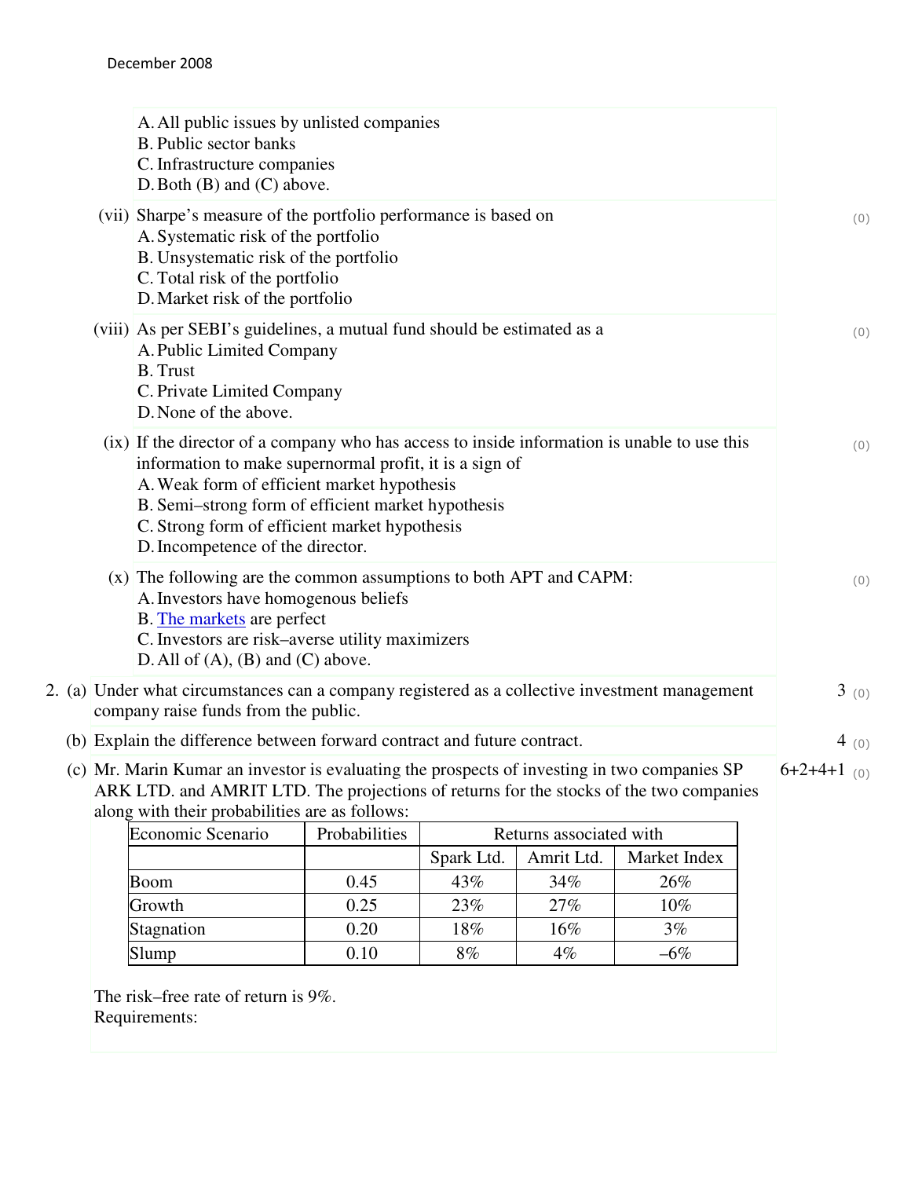A. All public issues by unlisted companies
B. Public sector banks
C. Infrastructure companies
D. Both (B) and (C) above.

(vii) Sharpe's measure of the portfolio performance is based on
A. Systematic risk of the portfolio
B. Unsystematic risk of the portfolio
C. Total risk of the portfolio
D. Market risk of the portfolio

(0)

(viii) As per SEBI's guidelines, a mutual fund should be estimated as a
A. Public Limited Company
B. Trust
C. Private Limited Company
D. None of the above.

(0)

(ix) If the director of a company who has access to inside information is unable to use this information to make supernormal profit, it is a sign of
A. Weak form of efficient market hypothesis
B. Semi–strong form of efficient market hypothesis
C. Strong form of efficient market hypothesis
D. Incompetence of the director.

(0)

(x) The following are the common assumptions to both APT and CAPM:
A. Investors have homogenous beliefs
B. The markets are perfect
C. Investors are risk–averse utility maximizers
D. All of (A), (B) and (C) above.

(0)

2. (a) Under what circumstances can a company registered as a collective investment management company raise funds from the public. 3 (0)

(b) Explain the difference between forward contract and future contract. 4 (0)

(c) Mr. Marin Kumar an investor is evaluating the prospects of investing in two companies SP ARK LTD. and AMRIT LTD. The projections of returns for the stocks of the two companies along with their probabilities are as follows: 6+2+4+1 (0)

| Economic Scenario | Probabilities | Returns associated with | | |
|---|---|---|---|---|
| | | Spark Ltd. | Amrit Ltd. | Market Index |
| Boom | 0.45 | 43% | 34% | 26% |
| Growth | 0.25 | 23% | 27% | 10% |
| Stagnation | 0.20 | 18% | 16% | 3% |
| Slump | 0.10 | 8% | 4% | –6% |

The risk–free rate of return is 9%.
Requirements: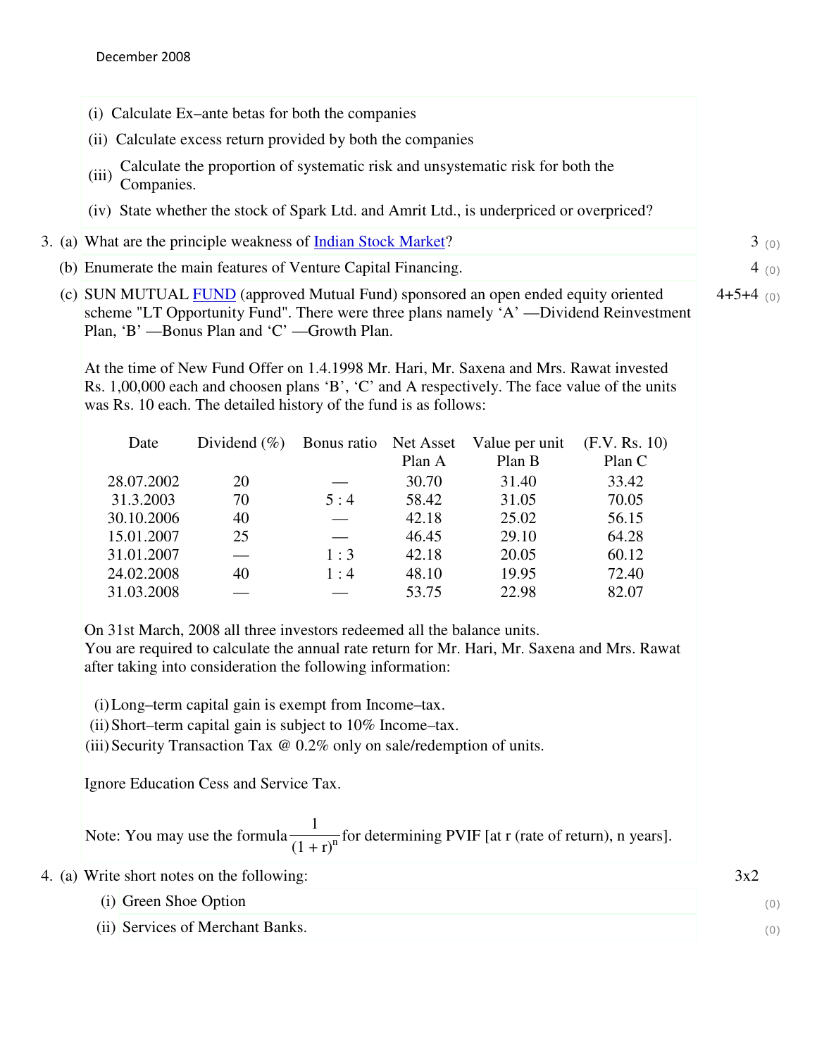(i) Calculate Ex–ante betas for both the companies

(ii) Calculate excess return provided by both the companies

(iii) Calculate the proportion of systematic risk and unsystematic risk for both the Companies.

(iv) State whether the stock of Spark Ltd. and Amrit Ltd., is underpriced or overpriced?

3. (a) What are the principle weakness of Indian Stock Market? 3 (0)

(b) Enumerate the main features of Venture Capital Financing. 4 (0)

(c) SUN MUTUAL FUND (approved Mutual Fund) sponsored an open ended equity oriented scheme "LT Opportunity Fund". There were three plans namely 'A' —Dividend Reinvestment Plan, 'B' —Bonus Plan and 'C' —Growth Plan. 4+5+4 (0)

At the time of New Fund Offer on 1.4.1998 Mr. Hari, Mr. Saxena and Mrs. Rawat invested Rs. 1,00,000 each and choosen plans 'B', 'C' and A respectively. The face value of the units was Rs. 10 each. The detailed history of the fund is as follows:

| Date | Dividend (%) | Bonus ratio | Net Asset Plan A | Value per unit Plan B | (F.V. Rs. 10) Plan C |
|---|---|---|---|---|---|
| 28.07.2002 | 20 | — | 30.70 | 31.40 | 33.42 |
| 31.3.2003 | 70 | 5 : 4 | 58.42 | 31.05 | 70.05 |
| 30.10.2006 | 40 | — | 42.18 | 25.02 | 56.15 |
| 15.01.2007 | 25 | — | 46.45 | 29.10 | 64.28 |
| 31.01.2007 | — | 1 : 3 | 42.18 | 20.05 | 60.12 |
| 24.02.2008 | 40 | 1 : 4 | 48.10 | 19.95 | 72.40 |
| 31.03.2008 | — | — | 53.75 | 22.98 | 82.07 |

On 31st March, 2008 all three investors redeemed all the balance units.
You are required to calculate the annual rate return for Mr. Hari, Mr. Saxena and Mrs. Rawat after taking into consideration the following information:

(i) Long–term capital gain is exempt from Income–tax.
(ii) Short–term capital gain is subject to 10% Income–tax.
(iii) Security Transaction Tax @ 0.2% only on sale/redemption of units.

Ignore Education Cess and Service Tax.

Note: You may use the formula $\frac{1}{(1+r)^n}$ for determining PVIF [at r (rate of return), n years].

4. (a) Write short notes on the following: 3x2

(i) Green Shoe Option (0)

(ii) Services of Merchant Banks. (0)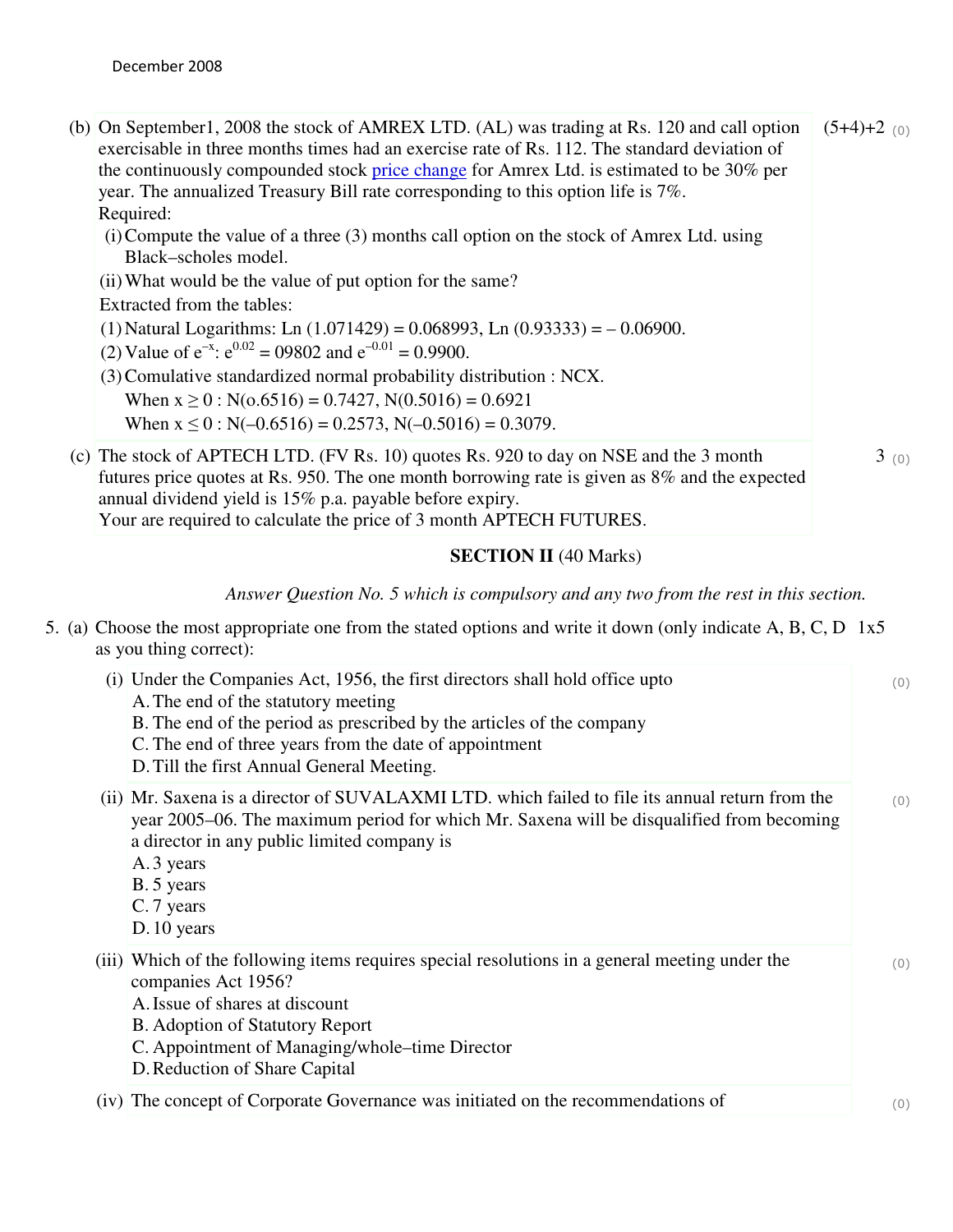(b) On September1, 2008 the stock of AMREX LTD. (AL) was trading at Rs. 120 and call option exercisable in three months times had an exercise rate of Rs. 112. The standard deviation of the continuously compounded stock price change for Amrex Ltd. is estimated to be 30% per year. The annualized Treasury Bill rate corresponding to this option life is 7%. (5+4)+2 (0)

Required:

(i) Compute the value of a three (3) months call option on the stock of Amrex Ltd. using Black–scholes model.

(ii) What would be the value of put option for the same?

Extracted from the tables:

(1) Natural Logarithms: Ln (1.071429) = 0.068993, Ln (0.93333) = – 0.06900.

(2) Value of $e^{-x}$: $e^{0.02}$ = 09802 and $e^{-0.01}$ = 0.9900.

(3) Comulative standardized normal probability distribution : NCX.

When x ≥ 0 : N(o.6516) = 0.7427, N(0.5016) = 0.6921

When x ≤ 0 : N(–0.6516) = 0.2573, N(–0.5016) = 0.3079.

(c) The stock of APTECH LTD. (FV Rs. 10) quotes Rs. 920 to day on NSE and the 3 month futures price quotes at Rs. 950. The one month borrowing rate is given as 8% and the expected annual dividend yield is 15% p.a. payable before expiry. 3 (0)

Your are required to calculate the price of 3 month APTECH FUTURES.

## SECTION II (40 Marks)

*Answer Question No. 5 which is compulsory and any two from the rest in this section.*

5. (a) Choose the most appropriate one from the stated options and write it down (only indicate A, B, C, D as you thing correct): 1x5

(i) Under the Companies Act, 1956, the first directors shall hold office upto (0)

A. The end of the statutory meeting

B. The end of the period as prescribed by the articles of the company

C. The end of three years from the date of appointment

D. Till the first Annual General Meeting.

(ii) Mr. Saxena is a director of SUVALAXMI LTD. which failed to file its annual return from the year 2005–06. The maximum period for which Mr. Saxena will be disqualified from becoming a director in any public limited company is (0)

A. 3 years

B. 5 years

C. 7 years

D. 10 years

(iii) Which of the following items requires special resolutions in a general meeting under the companies Act 1956? (0)

A. Issue of shares at discount

B. Adoption of Statutory Report

C. Appointment of Managing/whole–time Director

D. Reduction of Share Capital

(iv) The concept of Corporate Governance was initiated on the recommendations of (0)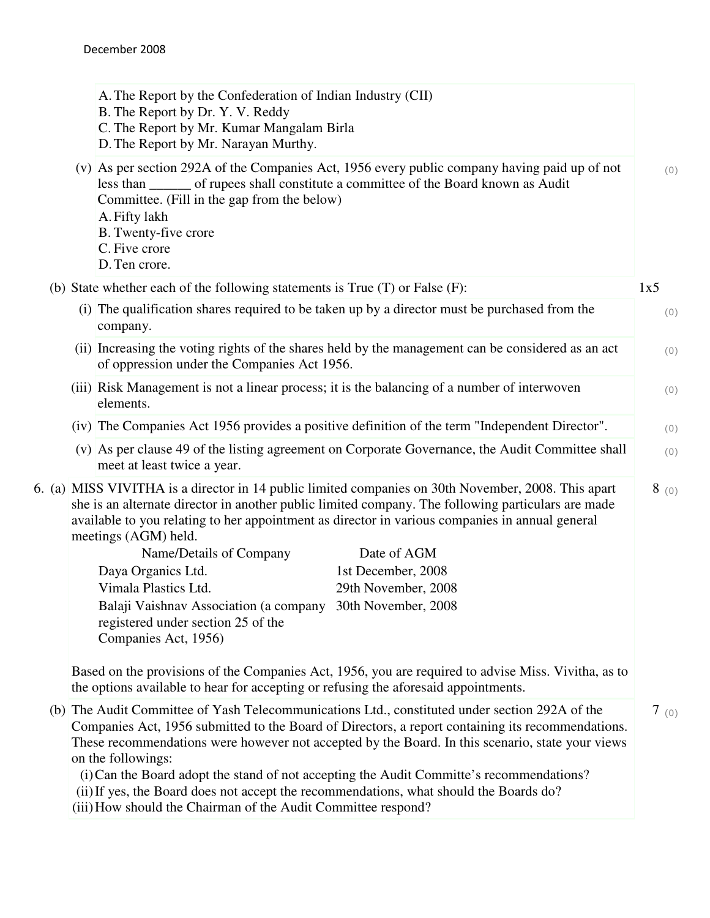A. The Report by the Confederation of Indian Industry (CII)
B. The Report by Dr. Y. V. Reddy
C. The Report by Mr. Kumar Mangalam Birla
D. The Report by Mr. Narayan Murthy.

(v) As per section 292A of the Companies Act, 1956 every public company having paid up of not less than ______ of rupees shall constitute a committee of the Board known as Audit Committee. (Fill in the gap from the below) (0)

A. Fifty lakh
B. Twenty-five crore
C. Five crore
D. Ten crore.

(b) State whether each of the following statements is True (T) or False (F): 1x5

(i) The qualification shares required to be taken up by a director must be purchased from the company. (0)

(ii) Increasing the voting rights of the shares held by the management can be considered as an act of oppression under the Companies Act 1956. (0)

(iii) Risk Management is not a linear process; it is the balancing of a number of interwoven elements. (0)

(iv) The Companies Act 1956 provides a positive definition of the term "Independent Director". (0)

(v) As per clause 49 of the listing agreement on Corporate Governance, the Audit Committee shall meet at least twice a year. (0)

6. (a) MISS VIVITHA is a director in 14 public limited companies on 30th November, 2008. This apart she is an alternate director in another public limited company. The following particulars are made available to you relating to her appointment as director in various companies in annual general meetings (AGM) held. 8 (0)

| Name/Details of Company | Date of AGM |
|---|---|
| Daya Organics Ltd. | 1st December, 2008 |
| Vimala Plastics Ltd. | 29th November, 2008 |
| Balaji Vaishnav Association (a company registered under section 25 of the Companies Act, 1956) | 30th November, 2008 |

Based on the provisions of the Companies Act, 1956, you are required to advise Miss. Vivitha, as to the options available to hear for accepting or refusing the aforesaid appointments.

(b) The Audit Committee of Yash Telecommunications Ltd., constituted under section 292A of the Companies Act, 1956 submitted to the Board of Directors, a report containing its recommendations. These recommendations were however not accepted by the Board. In this scenario, state your views on the followings: 7 (0)

(i) Can the Board adopt the stand of not accepting the Audit Committe's recommendations?
(ii) If yes, the Board does not accept the recommendations, what should the Boards do?
(iii) How should the Chairman of the Audit Committee respond?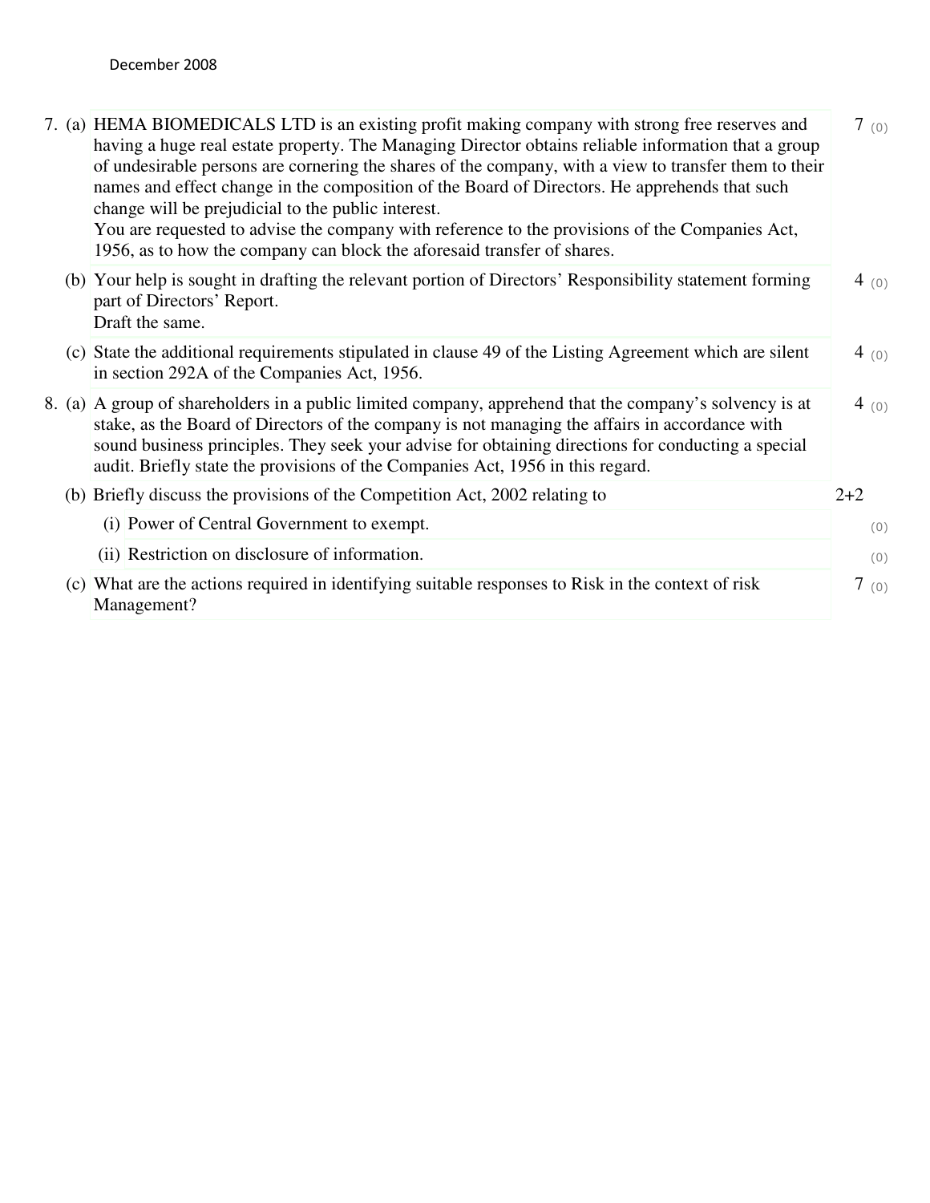December 2008

7. (a) HEMA BIOMEDICALS LTD is an existing profit making company with strong free reserves and having a huge real estate property. The Managing Director obtains reliable information that a group of undesirable persons are cornering the shares of the company, with a view to transfer them to their names and effect change in the composition of the Board of Directors. He apprehends that such change will be prejudicial to the public interest.
You are requested to advise the company with reference to the provisions of the Companies Act, 1956, as to how the company can block the aforesaid transfer of shares. 7 (0)

   (b) Your help is sought in drafting the relevant portion of Directors' Responsibility statement forming part of Directors' Report.
Draft the same. 4 (0)

   (c) State the additional requirements stipulated in clause 49 of the Listing Agreement which are silent in section 292A of the Companies Act, 1956. 4 (0)

8. (a) A group of shareholders in a public limited company, apprehend that the company's solvency is at stake, as the Board of Directors of the company is not managing the affairs in accordance with sound business principles. They seek your advise for obtaining directions for conducting a special audit. Briefly state the provisions of the Companies Act, 1956 in this regard. 4 (0)

   (b) Briefly discuss the provisions of the Competition Act, 2002 relating to 2+2

      (i) Power of Central Government to exempt. (0)

      (ii) Restriction on disclosure of information. (0)

   (c) What are the actions required in identifying suitable responses to Risk in the context of risk Management? 7 (0)